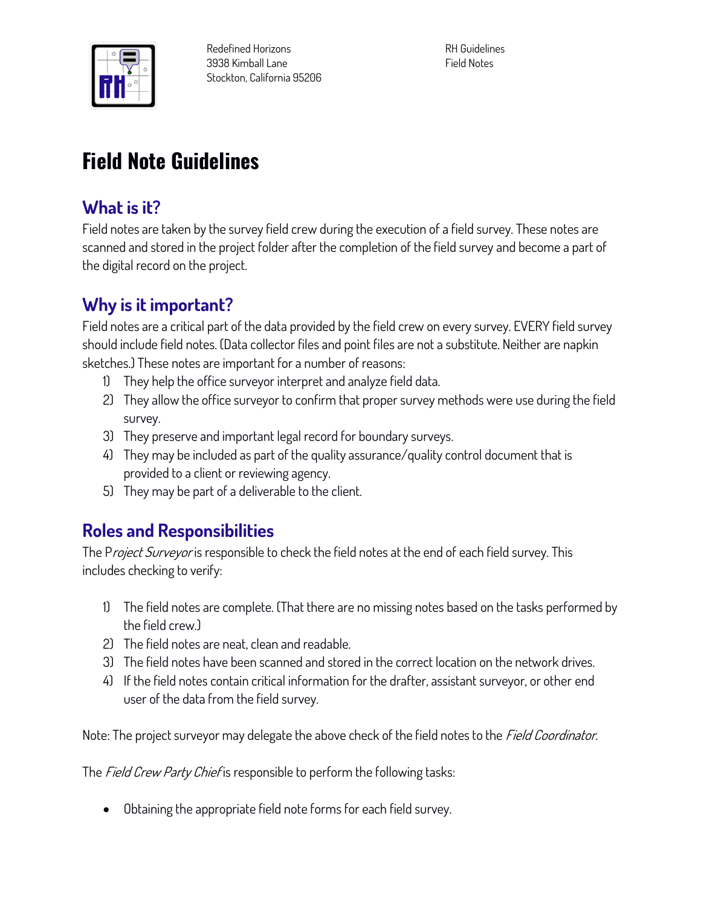Redefined Horizons
3938 Kimball Lane
Stockton, California 95206

RH Guidelines
Field Notes

# Field Note Guidelines

## What is it?

Field notes are taken by the survey field crew during the execution of a field survey. These notes are scanned and stored in the project folder after the completion of the field survey and become a part of the digital record on the project.

## Why is it important?

Field notes are a critical part of the data provided by the field crew on every survey. EVERY field survey should include field notes. (Data collector files and point files are not a substitute. Neither are napkin sketches.) These notes are important for a number of reasons:

1) They help the office surveyor interpret and analyze field data.
2) They allow the office surveyor to confirm that proper survey methods were use during the field survey.
3) They preserve and important legal record for boundary surveys.
4) They may be included as part of the quality assurance/quality control document that is provided to a client or reviewing agency.
5) They may be part of a deliverable to the client.

## Roles and Responsibilities

The P*roject Surveyor* is responsible to check the field notes at the end of each field survey. This includes checking to verify:

1) The field notes are complete. (That there are no missing notes based on the tasks performed by the field crew.)
2) The field notes are neat, clean and readable.
3) The field notes have been scanned and stored in the correct location on the network drives.
4) If the field notes contain critical information for the drafter, assistant surveyor, or other end user of the data from the field survey.

Note: The project surveyor may delegate the above check of the field notes to the *Field Coordinator.*

The *Field Crew Party Chief* is responsible to perform the following tasks:

- Obtaining the appropriate field note forms for each field survey.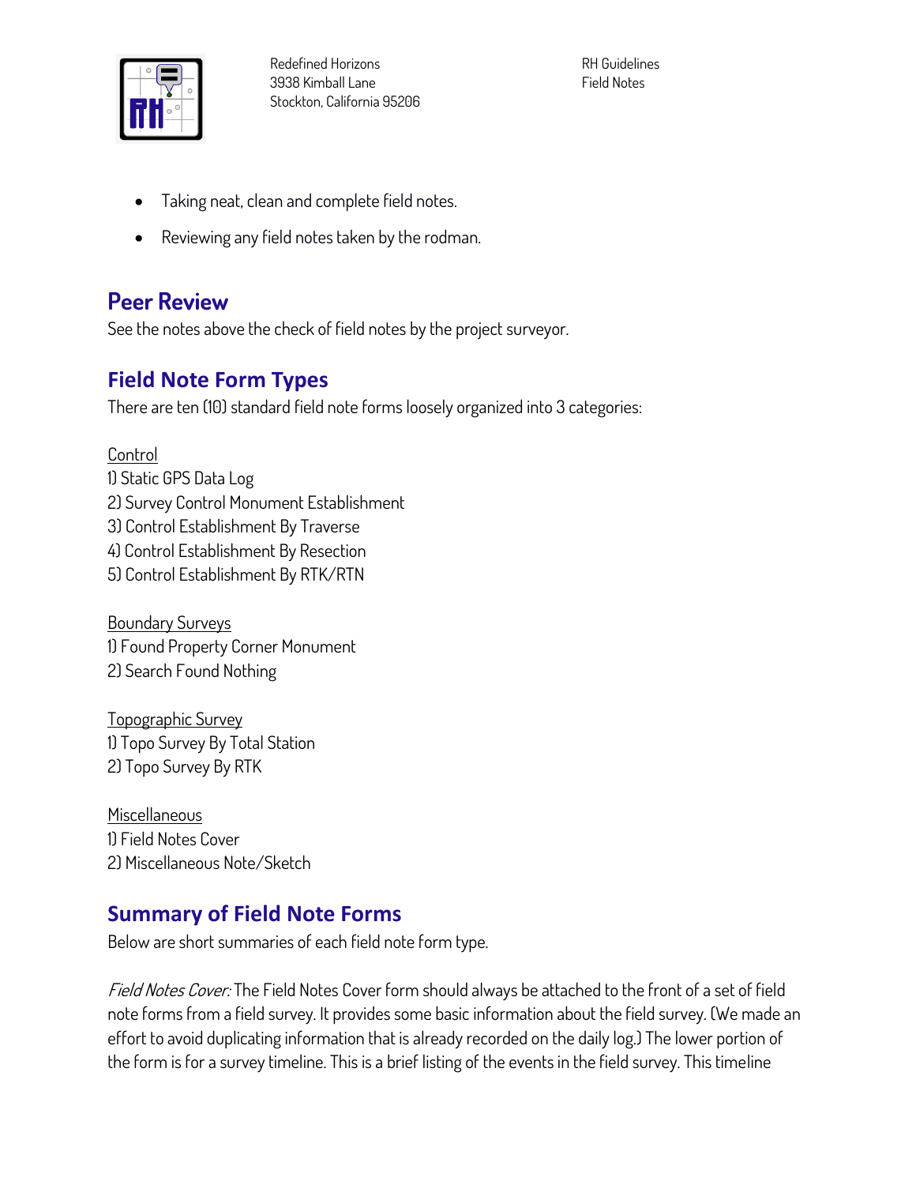- Taking neat, clean and complete field notes.
- Reviewing any field notes taken by the rodman.

## Peer Review

See the notes above the check of field notes by the project surveyor.

## Field Note Form Types

There are ten (10) standard field note forms loosely organized into 3 categories:

Control
1) Static GPS Data Log
2) Survey Control Monument Establishment
3) Control Establishment By Traverse
4) Control Establishment By Resection
5) Control Establishment By RTK/RTN

Boundary Surveys
1) Found Property Corner Monument
2) Search Found Nothing

Topographic Survey
1) Topo Survey By Total Station
2) Topo Survey By RTK

Miscellaneous
1) Field Notes Cover
2) Miscellaneous Note/Sketch

## Summary of Field Note Forms

Below are short summaries of each field note form type.

*Field Notes Cover:* The Field Notes Cover form should always be attached to the front of a set of field note forms from a field survey. It provides some basic information about the field survey. (We made an effort to avoid duplicating information that is already recorded on the daily log.) The lower portion of the form is for a survey timeline. This is a brief listing of the events in the field survey. This timeline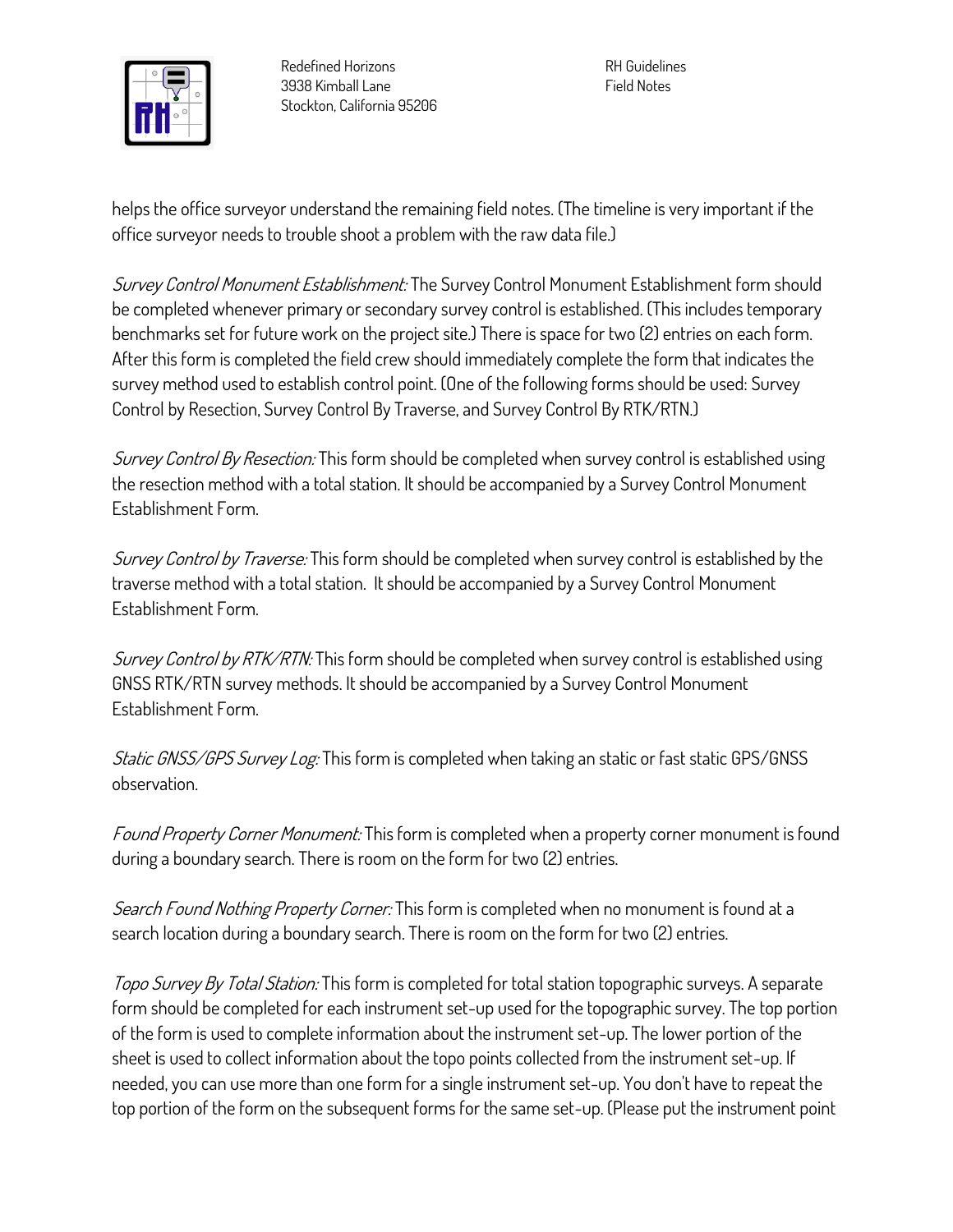helps the office surveyor understand the remaining field notes. (The timeline is very important if the office surveyor needs to trouble shoot a problem with the raw data file.)

*Survey Control Monument Establishment:* The Survey Control Monument Establishment form should be completed whenever primary or secondary survey control is established. (This includes temporary benchmarks set for future work on the project site.) There is space for two (2) entries on each form. After this form is completed the field crew should immediately complete the form that indicates the survey method used to establish control point. (One of the following forms should be used: Survey Control by Resection, Survey Control By Traverse, and Survey Control By RTK/RTN.)

*Survey Control By Resection:* This form should be completed when survey control is established using the resection method with a total station. It should be accompanied by a Survey Control Monument Establishment Form.

*Survey Control by Traverse:* This form should be completed when survey control is established by the traverse method with a total station. It should be accompanied by a Survey Control Monument Establishment Form.

*Survey Control by RTK/RTN:* This form should be completed when survey control is established using GNSS RTK/RTN survey methods. It should be accompanied by a Survey Control Monument Establishment Form.

*Static GNSS/GPS Survey Log:* This form is completed when taking an static or fast static GPS/GNSS observation.

*Found Property Corner Monument:* This form is completed when a property corner monument is found during a boundary search. There is room on the form for two (2) entries.

*Search Found Nothing Property Corner:* This form is completed when no monument is found at a search location during a boundary search. There is room on the form for two (2) entries.

*Topo Survey By Total Station:* This form is completed for total station topographic surveys. A separate form should be completed for each instrument set-up used for the topographic survey. The top portion of the form is used to complete information about the instrument set-up. The lower portion of the sheet is used to collect information about the topo points collected from the instrument set-up. If needed, you can use more than one form for a single instrument set-up. You don't have to repeat the top portion of the form on the subsequent forms for the same set-up. (Please put the instrument point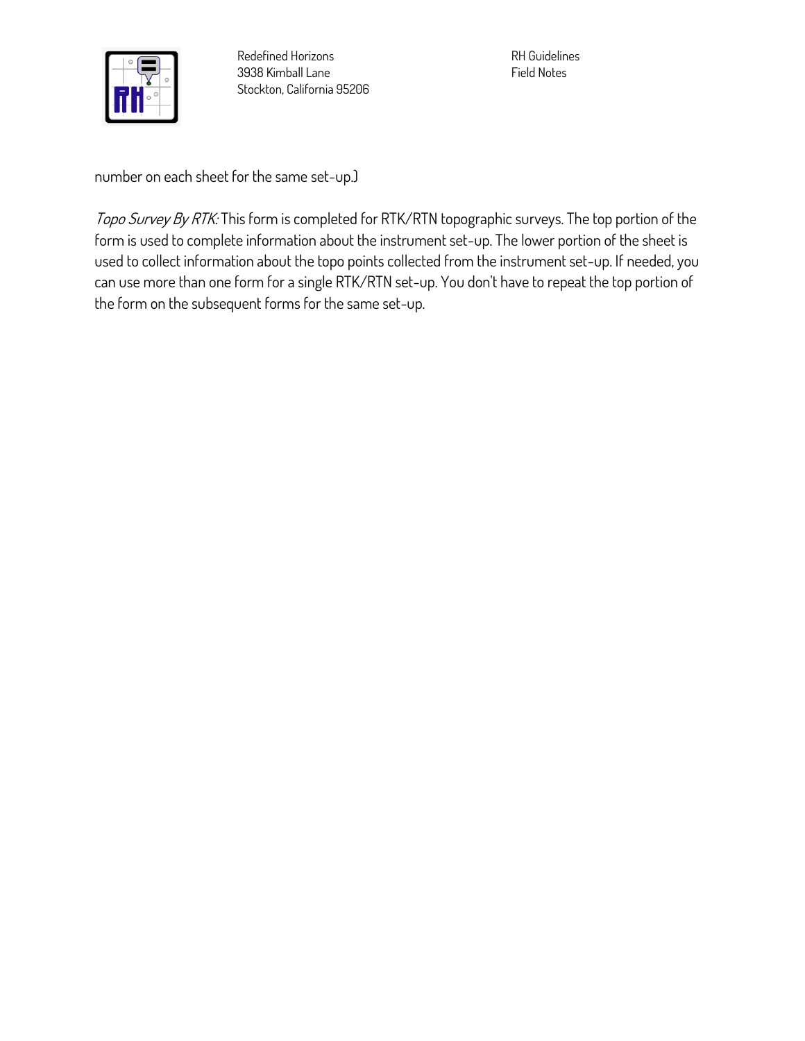number on each sheet for the same set-up.)

*Topo Survey By RTK:* This form is completed for RTK/RTN topographic surveys. The top portion of the form is used to complete information about the instrument set-up. The lower portion of the sheet is used to collect information about the topo points collected from the instrument set-up. If needed, you can use more than one form for a single RTK/RTN set-up. You don't have to repeat the top portion of the form on the subsequent forms for the same set-up.